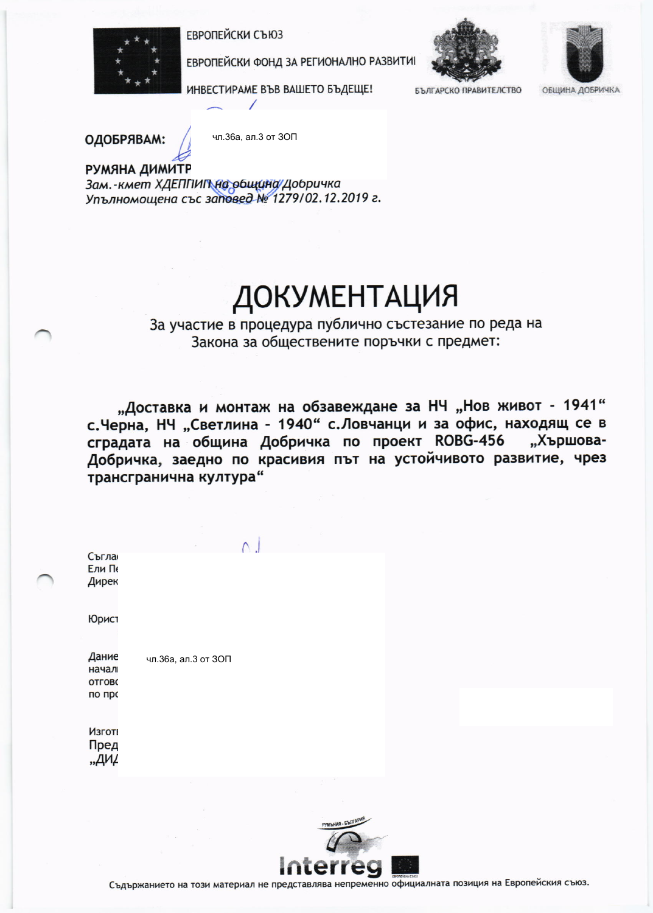ЕВРОПЕЙСКИ СЪЮЗ

ЕВРОПЕЙСКИ ФОНД ЗА РЕГИОНАЛНО РАЗВИТИЕ

ИНВЕСТИРАМЕ ВЪВ ВАШЕТО БЪДЕЩЕ!

БЪЛГАРСКО ПРАВИТЕЛСТВО

ОБЩИНА ДОБРИЧКА

**ОДОБРЯВАМ:** чл.36а, ал.3 от ЗОП

**РУМЯНА ДИМИТР**

*Зам.-кмет ХДЕППИП на община Добричка*

*Упълномощена със заповед № 1279/02.12.2019 г.*

# ДОКУМЕНТАЦИЯ

За участие в процедура публично състезание по реда на Закона за обществените поръчки с предмет:

**„Доставка и монтаж на обзавеждане за НЧ „Нов живот - 1941" с.Черна, НЧ „Светлина - 1940" с.Ловчанци и за офис, намиращ се в сградата на община Добричка по проект ROBG-456 „Хършова-Добричка, заедно по красивия път на устойчивото развитие, чрез трансгранична култура"**

Съгла
Ели Пе
Дирек

Юрист

Дание
начал
отгово
по про

чл.36а, ал.3 от ЗОП

Изгот
Пред
„ДИ

Interreg

Съдържанието на този материал не представлява непременно официалната позиция на Европейския съюз.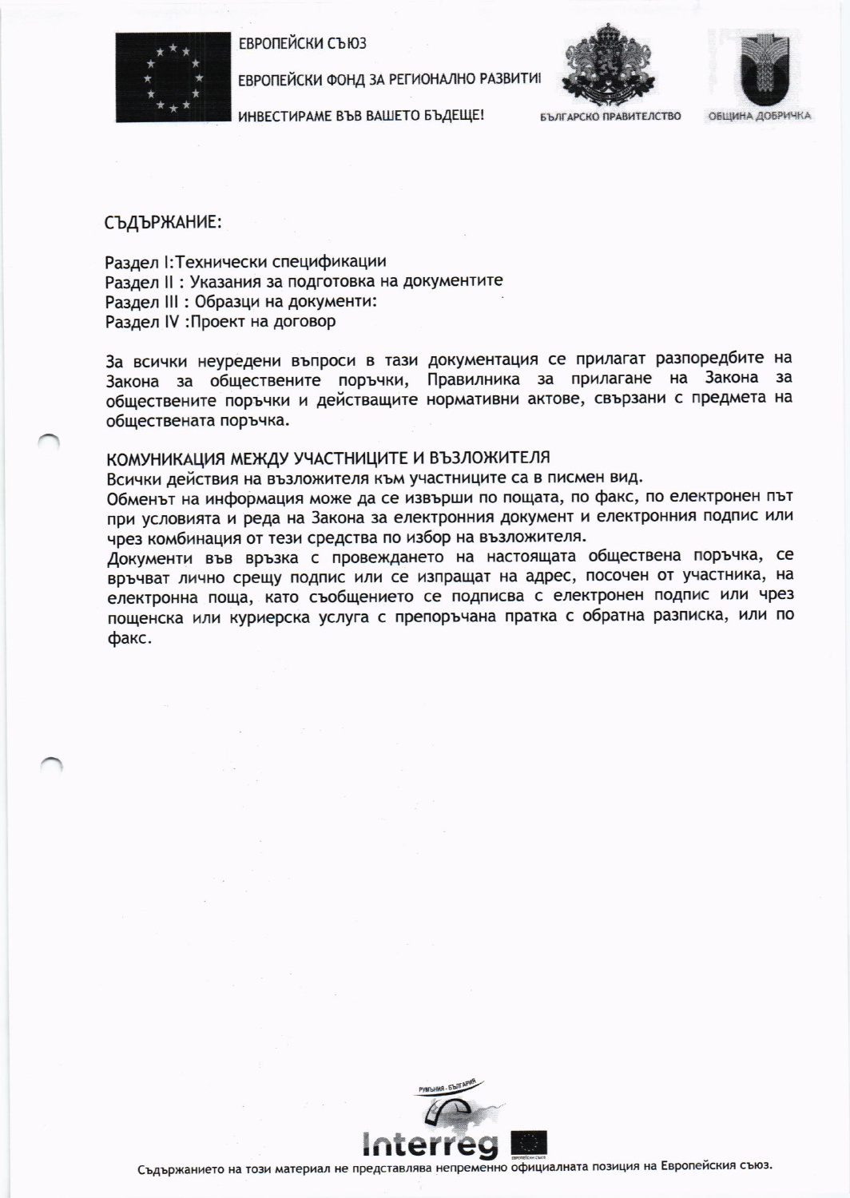СЪДЪРЖАНИЕ:

Раздел I:Технически спецификации
Раздел II : Указания за подготовка на документите
Раздел III : Образци на документи:
Раздел IV :Проект на договор

За всички неуредени въпроси в тази документация се прилагат разпоредбите на Закона за обществените поръчки, Правилника за прилагане на Закона за обществените поръчки и действащите нормативни актове, свързани с предмета на обществената поръчка.

КОМУНИКАЦИЯ МЕЖДУ УЧАСТНИЦИТЕ И ВЪЗЛОЖИТЕЛЯ

Всички действия на възложителя към участниците са в писмен вид.
Обменът на информация може да се извърши по пощата, по факс, по електронен път при условията и реда на Закона за електронния документ и електронния подпис или чрез комбинация от тези средства по избор на възложителя.
Документи във връзка с провеждането на настоящата обществена поръчка, се връчват лично срещу подпис или се изпращат на адрес, посочен от участника, на електронна поща, като съобщението се подписва с електронен подпис или чрез пощенска или куриерска услуга с препоръчана пратка с обратна разписка, или по факс.